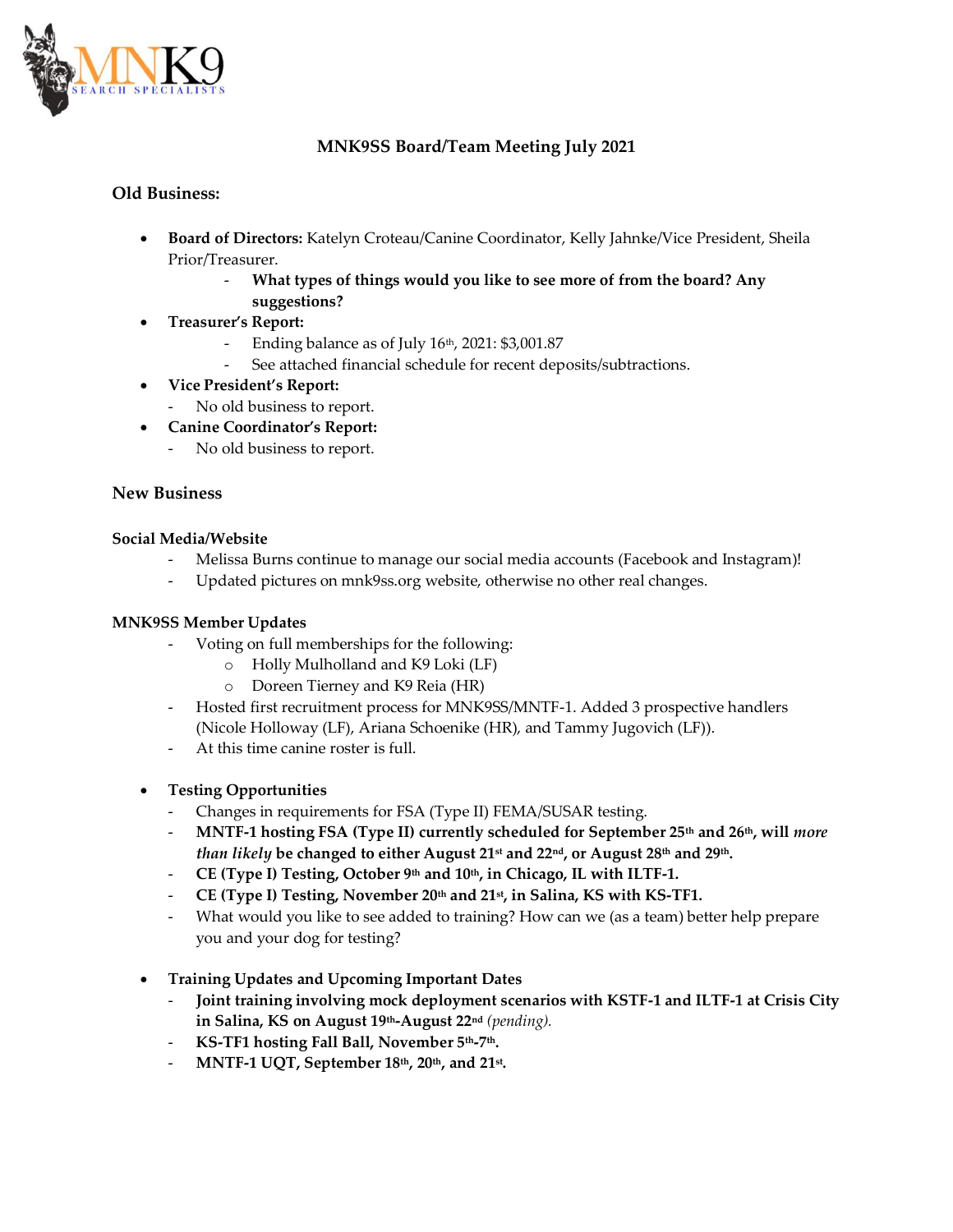# MNK9SS Board/Team Meeting July 2021

## Old Business:

- **Board of Directors:** Katelyn Croteau/Canine Coordinator, Kelly Jahnke/Vice President, Sheila Prior/Treasurer.
  - **What types of things would you like to see more of from the board? Any suggestions?**
- **Treasurer's Report:**
  - Ending balance as of July 16th, 2021: $3,001.87
  - See attached financial schedule for recent deposits/subtractions.
- **Vice President's Report:**
  - No old business to report.
- **Canine Coordinator's Report:**
  - No old business to report.

## New Business

### Social Media/Website

- Melissa Burns continue to manage our social media accounts (Facebook and Instagram)!
- Updated pictures on mnk9ss.org website, otherwise no other real changes.

### MNK9SS Member Updates

- Voting on full memberships for the following:
  - Holly Mulholland and K9 Loki (LF)
  - Doreen Tierney and K9 Reia (HR)
- Hosted first recruitment process for MNK9SS/MNTF-1. Added 3 prospective handlers (Nicole Holloway (LF), Ariana Schoenike (HR), and Tammy Jugovich (LF)).
- At this time canine roster is full.

- **Testing Opportunities**
  - Changes in requirements for FSA (Type II) FEMA/SUSAR testing.
  - **MNTF-1 hosting FSA (Type II) currently scheduled for September 25th and 26th, will *more than likely* be changed to either August 21st and 22nd, or August 28th and 29th.**
  - **CE (Type I) Testing, October 9th and 10th, in Chicago, IL with ILTF-1.**
  - **CE (Type I) Testing, November 20th and 21st, in Salina, KS with KS-TF1.**
  - What would you like to see added to training? How can we (as a team) better help prepare you and your dog for testing?

- **Training Updates and Upcoming Important Dates**
  - **Joint training involving mock deployment scenarios with KSTF-1 and ILTF-1 at Crisis City in Salina, KS on August 19th-August 22nd** *(pending).*
  - **KS-TF1 hosting Fall Ball, November 5th-7th.**
  - **MNTF-1 UQT, September 18th, 20th, and 21st.**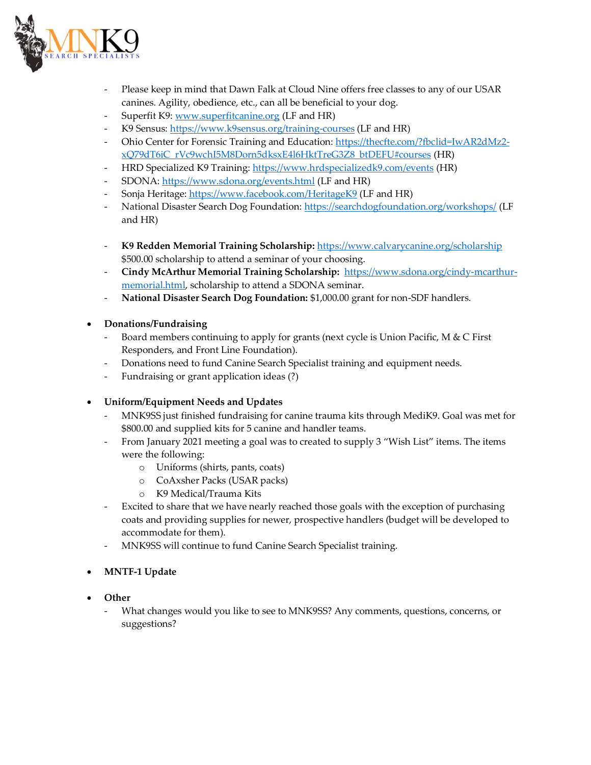- Please keep in mind that Dawn Falk at Cloud Nine offers free classes to any of our USAR canines. Agility, obedience, etc., can all be beneficial to your dog.
- Superfit K9: [www.superfitcanine.org](www.superfitcanine.org) (LF and HR)
- K9 Sensus: [https://www.k9sensus.org/training-courses](https://www.k9sensus.org/training-courses) (LF and HR)
- Ohio Center for Forensic Training and Education: [https://thecfte.com/?fbclid=IwAR2dMz2-xQ79dT6iC_rVc9wchI5M8Dorn5dksxE4l6HktTreG3Z8_btDEFU#courses](https://thecfte.com/?fbclid=IwAR2dMz2-xQ79dT6iC_rVc9wchI5M8Dorn5dksxE4l6HktTreG3Z8_btDEFU#courses) (HR)
- HRD Specialized K9 Training: [https://www.hrdspecializedk9.com/events](https://www.hrdspecializedk9.com/events) (HR)
- SDONA: [https://www.sdona.org/events.html](https://www.sdona.org/events.html) (LF and HR)
- Sonja Heritage: [https://www.facebook.com/HeritageK9](https://www.facebook.com/HeritageK9) (LF and HR)
- National Disaster Search Dog Foundation: [https://searchdogfoundation.org/workshops/](https://searchdogfoundation.org/workshops/) (LF and HR)

- **K9 Redden Memorial Training Scholarship:** [https://www.calvarycanine.org/scholarship](https://www.calvarycanine.org/scholarship) $500.00 scholarship to attend a seminar of your choosing.
- **Cindy McArthur Memorial Training Scholarship:** [https://www.sdona.org/cindy-mcarthur-memorial.html](https://www.sdona.org/cindy-mcarthur-memorial.html), scholarship to attend a SDONA seminar.
- **National Disaster Search Dog Foundation:** $1,000.00 grant for non-SDF handlers.

- **Donations/Fundraising**
  - Board members continuing to apply for grants (next cycle is Union Pacific, M & C First Responders, and Front Line Foundation).
  - Donations need to fund Canine Search Specialist training and equipment needs.
  - Fundraising or grant application ideas (?)

- **Uniform/Equipment Needs and Updates**
  - MNK9SS just finished fundraising for canine trauma kits through MediK9. Goal was met for $800.00 and supplied kits for 5 canine and handler teams.
  - From January 2021 meeting a goal was to created to supply 3 "Wish List" items. The items were the following:
    - Uniforms (shirts, pants, coats)
    - CoAxsher Packs (USAR packs)
    - K9 Medical/Trauma Kits
  - Excited to share that we have nearly reached those goals with the exception of purchasing coats and providing supplies for newer, prospective handlers (budget will be developed to accommodate for them).
  - MNK9SS will continue to fund Canine Search Specialist training.

- **MNTF-1 Update**

- **Other**
  - What changes would you like to see to MNK9SS? Any comments, questions, concerns, or suggestions?